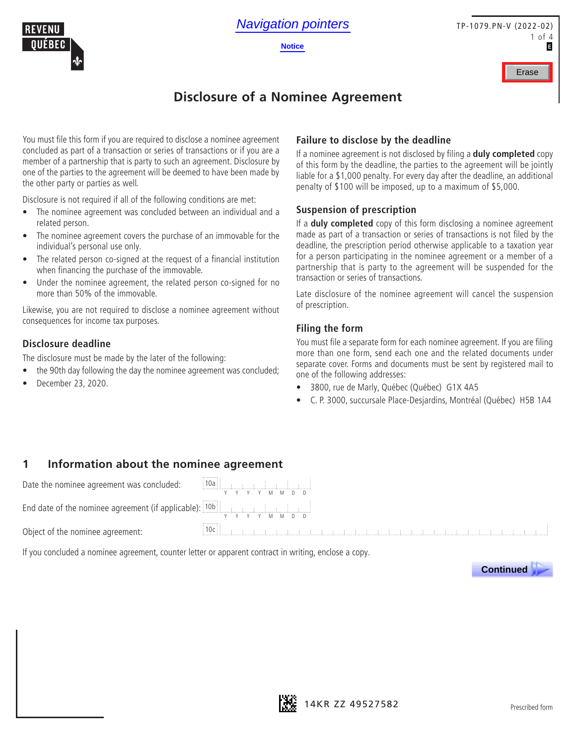# Disclosure of a Nominee Agreement

You must file this form if you are required to disclose a nominee agreement concluded as part of a transaction or series of transactions or if you are a member of a partnership that is party to such an agreement. Disclosure by one of the parties to the agreement will be deemed to have been made by the other party or parties as well.

Disclosure is not required if all of the following conditions are met:

- The nominee agreement was concluded between an individual and a related person.
- The nominee agreement covers the purchase of an immovable for the individual's personal use only.
- The related person co-signed at the request of a financial institution when financing the purchase of the immovable.
- Under the nominee agreement, the related person co-signed for no more than 50% of the immovable.

Likewise, you are not required to disclose a nominee agreement without consequences for income tax purposes.

## Disclosure deadline

The disclosure must be made by the later of the following:

- the 90th day following the day the nominee agreement was concluded;
- December 23, 2020.

## Failure to disclose by the deadline

If a nominee agreement is not disclosed by filing a **duly completed** copy of this form by the deadline, the parties to the agreement will be jointly liable for a $1,000 penalty. For every day after the deadline, an additional penalty of $100 will be imposed, up to a maximum of $5,000.

## Suspension of prescription

If a **duly completed** copy of this form disclosing a nominee agreement made as part of a transaction or series of transactions is not filed by the deadline, the prescription period otherwise applicable to a taxation year for a person participating in the nominee agreement or a member of a partnership that is party to the agreement will be suspended for the transaction or series of transactions.

Late disclosure of the nominee agreement will cancel the suspension of prescription.

## Filing the form

You must file a separate form for each nominee agreement. If you are filing more than one form, send each one and the related documents under separate cover. Forms and documents must be sent by registered mail to one of the following addresses:

- 3800, rue de Marly, Québec (Québec) G1X 4A5
- C. P. 3000, succursale Place-Desjardins, Montréal (Québec) H5B 1A4

## 1 Information about the nominee agreement

Date the nominee agreement was concluded: 10a Y Y Y Y M M D D

End date of the nominee agreement (if applicable): 10b Y Y Y Y M M D D

Object of the nominee agreement: 10c

If you concluded a nominee agreement, counter letter or apparent contract in writing, enclose a copy.

14KR ZZ 49527582

Prescribed form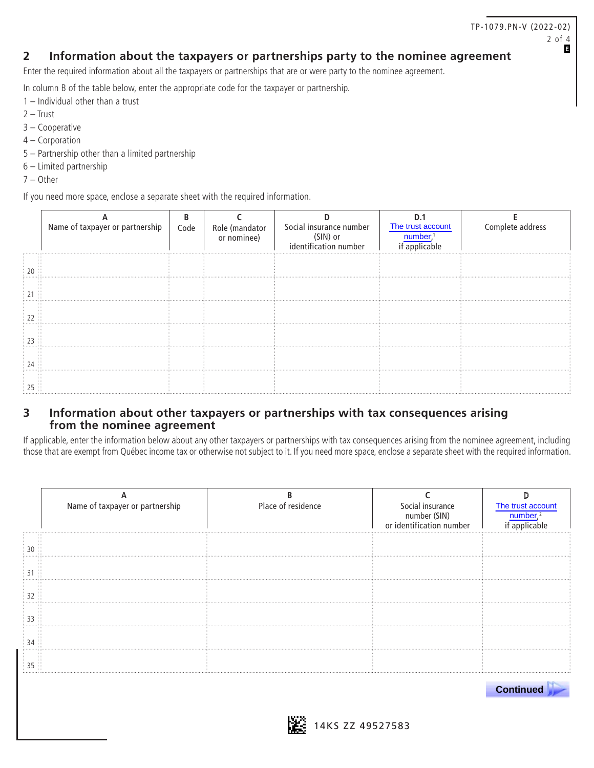## 2 Information about the taxpayers or partnerships party to the nominee agreement

Enter the required information about all the taxpayers or partnerships that are or were party to the nominee agreement.

In column B of the table below, enter the appropriate code for the taxpayer or partnership.

1 – Individual other than a trust
2 – Trust
3 – Cooperative
4 – Corporation
5 – Partnership other than a limited partnership
6 – Limited partnership
7 – Other

If you need more space, enclose a separate sheet with the required information.

| | A<br>Name of taxpayer or partnership | B<br>Code | C<br>Role (mandator or nominee) | D<br>Social insurance number (SIN) or identification number | D.1<br>The trust account number,[1] if applicable | E<br>Complete address |
|---|---|---|---|---|---|---|
| 20 | | | | | | |
| 21 | | | | | | |
| 22 | | | | | | |
| 23 | | | | | | |
| 24 | | | | | | |
| 25 | | | | | | |

## 3 Information about other taxpayers or partnerships with tax consequences arising from the nominee agreement

If applicable, enter the information below about any other taxpayers or partnerships with tax consequences arising from the nominee agreement, including those that are exempt from Québec income tax or otherwise not subject to it. If you need more space, enclose a separate sheet with the required information.

| | A<br>Name of taxpayer or partnership | B<br>Place of residence | C<br>Social insurance number (SIN) or identification number | D<br>The trust account number,[2] if applicable |
|---|---|---|---|---|
| 30 | | | | |
| 31 | | | | |
| 32 | | | | |
| 33 | | | | |
| 34 | | | | |
| 35 | | | | |

Continued

14KS ZZ 49527583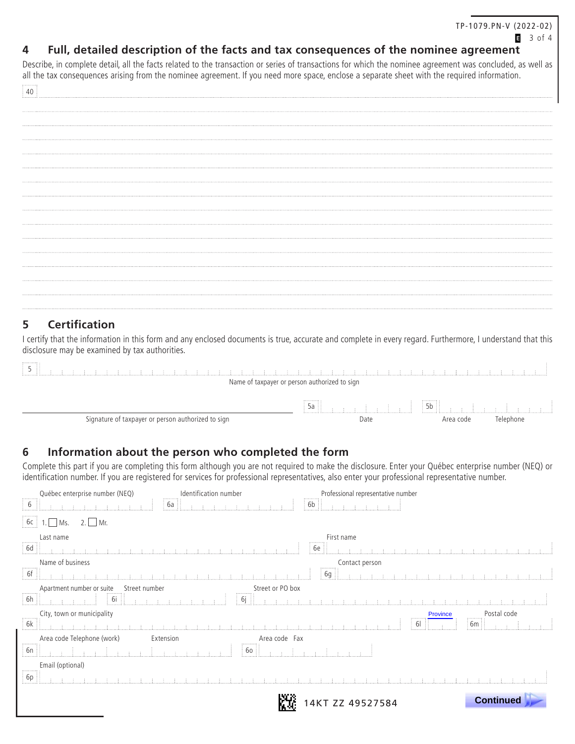## 4 Full, detailed description of the facts and tax consequences of the nominee agreement

Describe, in complete detail, all the facts related to the transaction or series of transactions for which the nominee agreement was concluded, as well as all the tax consequences arising from the nominee agreement. If you need more space, enclose a separate sheet with the required information.

40

## 5 Certification

I certify that the information in this form and any enclosed documents is true, accurate and complete in every regard. Furthermore, I understand that this disclosure may be examined by tax authorities.

5 Name of taxpayer or person authorized to sign

Signature of taxpayer or person authorized to sign

5a Date

5b Area code Telephone

## 6 Information about the person who completed the form

Complete this part if you are completing this form although you are not required to make the disclosure. Enter your Québec enterprise number (NEQ) or identification number. If you are registered for services for professional representatives, also enter your professional representative number.

6 Québec enterprise number (NEQ)

6a Identification number

6b Professional representative number

6c 1. ☐ Ms. 2. ☐ Mr.

6d Last name

6e First name

6f Name of business

6g Contact person

6h Apartment number or suite

6i Street number

6j Street or PO box

6k City, town or municipality

6l Province

6m Postal code

6n Area code Telephone (work) Extension

6o Area code Fax

6p Email (optional)

14KT ZZ 49527584

Continued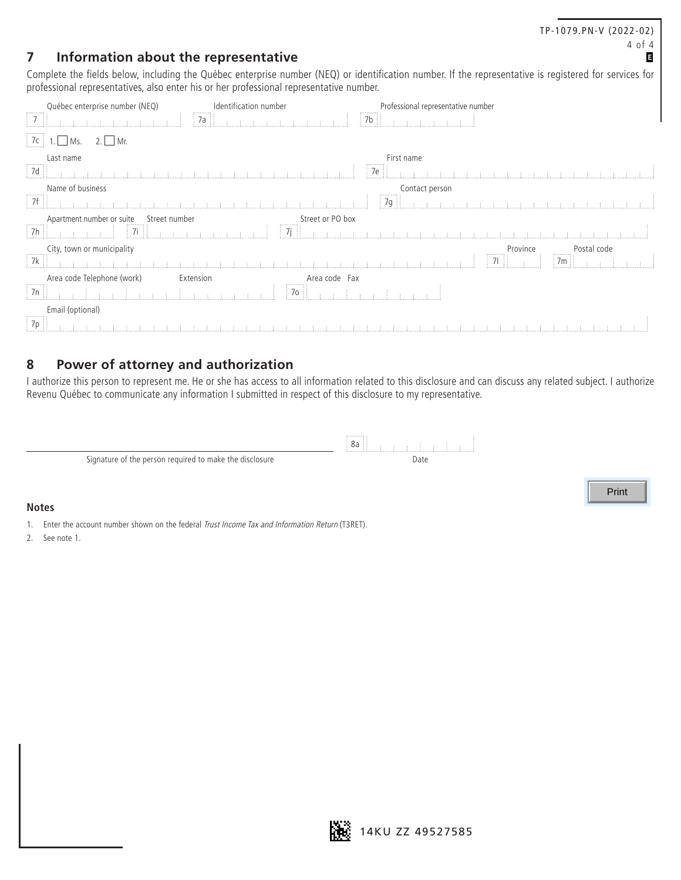## 7 Information about the representative

Complete the fields below, including the Québec enterprise number (NEQ) or identification number. If the representative is registered for services for professional representatives, also enter his or her professional representative number.

7 Québec enterprise number (NEQ)

7a Identification number

7b Professional representative number

7c 1. ☐ Ms. 2. ☐ Mr.

7d Last name

7e First name

7f Name of business

7g Contact person

7h Apartment number or suite

7i Street number

7j Street or PO box

7k City, town or municipality

7l Province

7m Postal code

7n Area code Telephone (work) Extension

7o Area code Fax

7p Email (optional)

## 8 Power of attorney and authorization

I authorize this person to represent me. He or she has access to all information related to this disclosure and can discuss any related subject. I authorize Revenu Québec to communicate any information I submitted in respect of this disclosure to my representative.

Signature of the person required to make the disclosure

8a Date

Print

**Notes**

1. Enter the account number shown on the federal *Trust Income Tax and Information Return* (T3RET).
2. See note 1.

14KU ZZ 49527585